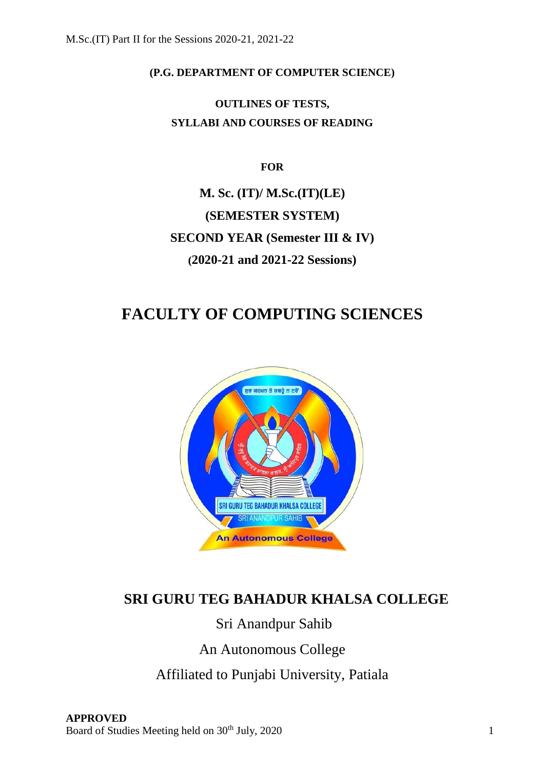**(P.G. DEPARTMENT OF COMPUTER SCIENCE)**

**OUTLINES OF TESTS,**

**SYLLABI AND COURSES OF READING**

**FOR**

**M. Sc. (IT)/ M.Sc.(IT)(LE)**

**(SEMESTER SYSTEM)**

**SECOND YEAR (Semester III & IV)**

**(2020-21 and 2021-22 Sessions)**

# FACULTY OF COMPUTING SCIENCES

## SRI GURU TEG BAHADUR KHALSA COLLEGE

Sri Anandpur Sahib

An Autonomous College

Affiliated to Punjabi University, Patiala

**APPROVED**

Board of Studies Meeting held on 30th July, 2020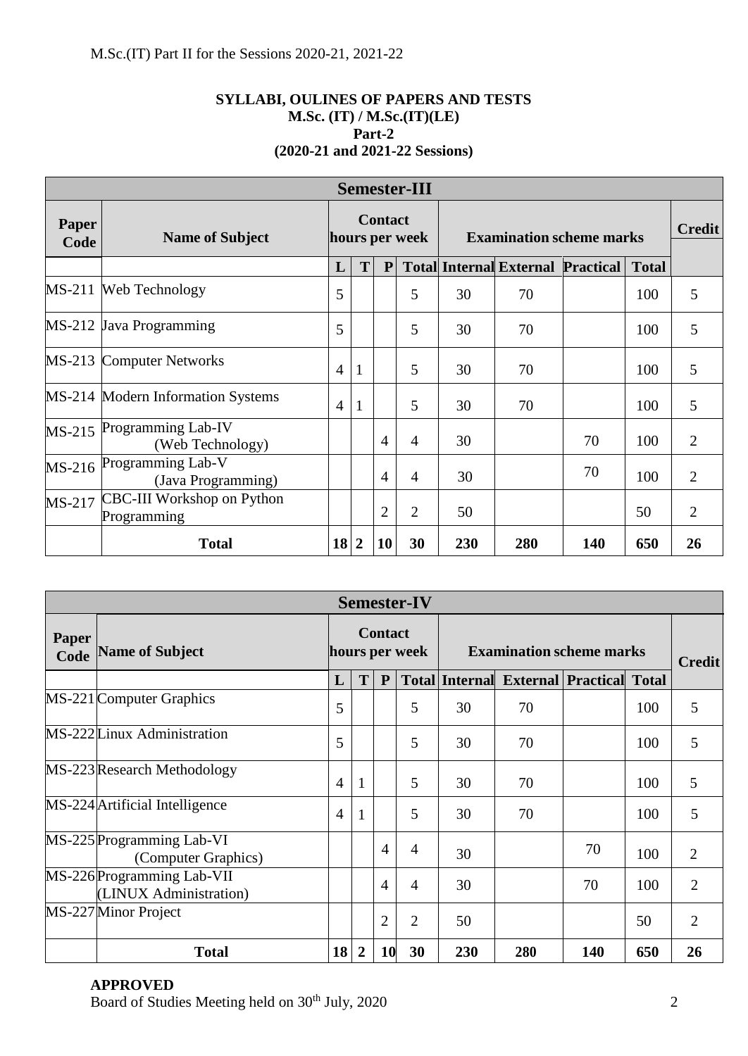**SYLLABI, OULINES OF PAPERS AND TESTS**
**M.Sc. (IT) / M.Sc.(IT)(LE)**
**Part-2**
**(2020-21 and 2021-22 Sessions)**

| Semester-III | | | | | | | | | | |
|---|---|---|---|---|---|---|---|---|---|---|
| **Paper Code** | **Name of Subject** | **Contact hours per week** | | | | **Examination scheme marks** | | | | **Credit** |
| | | **L** | **T** | **P** | **Total** | **Internal** | **External** | **Practical** | **Total** | |
| MS-211 | Web Technology | 5 | | | 5 | 30 | 70 | | 100 | 5 |
| MS-212 | Java Programming | 5 | | | 5 | 30 | 70 | | 100 | 5 |
| MS-213 | Computer Networks | 4 | 1 | | 5 | 30 | 70 | | 100 | 5 |
| MS-214 | Modern Information Systems | 4 | 1 | | 5 | 30 | 70 | | 100 | 5 |
| MS-215 | Programming Lab-IV (Web Technology) | | | 4 | 4 | 30 | | 70 | 100 | 2 |
| MS-216 | Programming Lab-V (Java Programming) | | | 4 | 4 | 30 | | 70 | 100 | 2 |
| MS-217 | CBC-III Workshop on Python Programming | | | 2 | 2 | 50 | | | 50 | 2 |
| | **Total** | **18** | **2** | **10** | **30** | **230** | **280** | **140** | **650** | **26** |

| Semester-IV | | | | | | | | | | |
|---|---|---|---|---|---|---|---|---|---|---|
| **Paper Code** | **Name of Subject** | **Contact hours per week** | | | | **Examination scheme marks** | | | | **Credit** |
| | | **L** | **T** | **P** | **Total** | **Internal** | **External** | **Practical** | **Total** | |
| MS-221 | Computer Graphics | 5 | | | 5 | 30 | 70 | | 100 | 5 |
| MS-222 | Linux Administration | 5 | | | 5 | 30 | 70 | | 100 | 5 |
| MS-223 | Research Methodology | 4 | 1 | | 5 | 30 | 70 | | 100 | 5 |
| MS-224 | Artificial Intelligence | 4 | 1 | | 5 | 30 | 70 | | 100 | 5 |
| MS-225 | Programming Lab-VI (Computer Graphics) | | | 4 | 4 | 30 | | 70 | 100 | 2 |
| MS-226 | Programming Lab-VII (LINUX Administration) | | | 4 | 4 | 30 | | 70 | 100 | 2 |
| MS-227 | Minor Project | | | 2 | 2 | 50 | | | 50 | 2 |
| | **Total** | **18** | **2** | **10** | **30** | **230** | **280** | **140** | **650** | **26** |

**APPROVED**
Board of Studies Meeting held on 30th July, 2020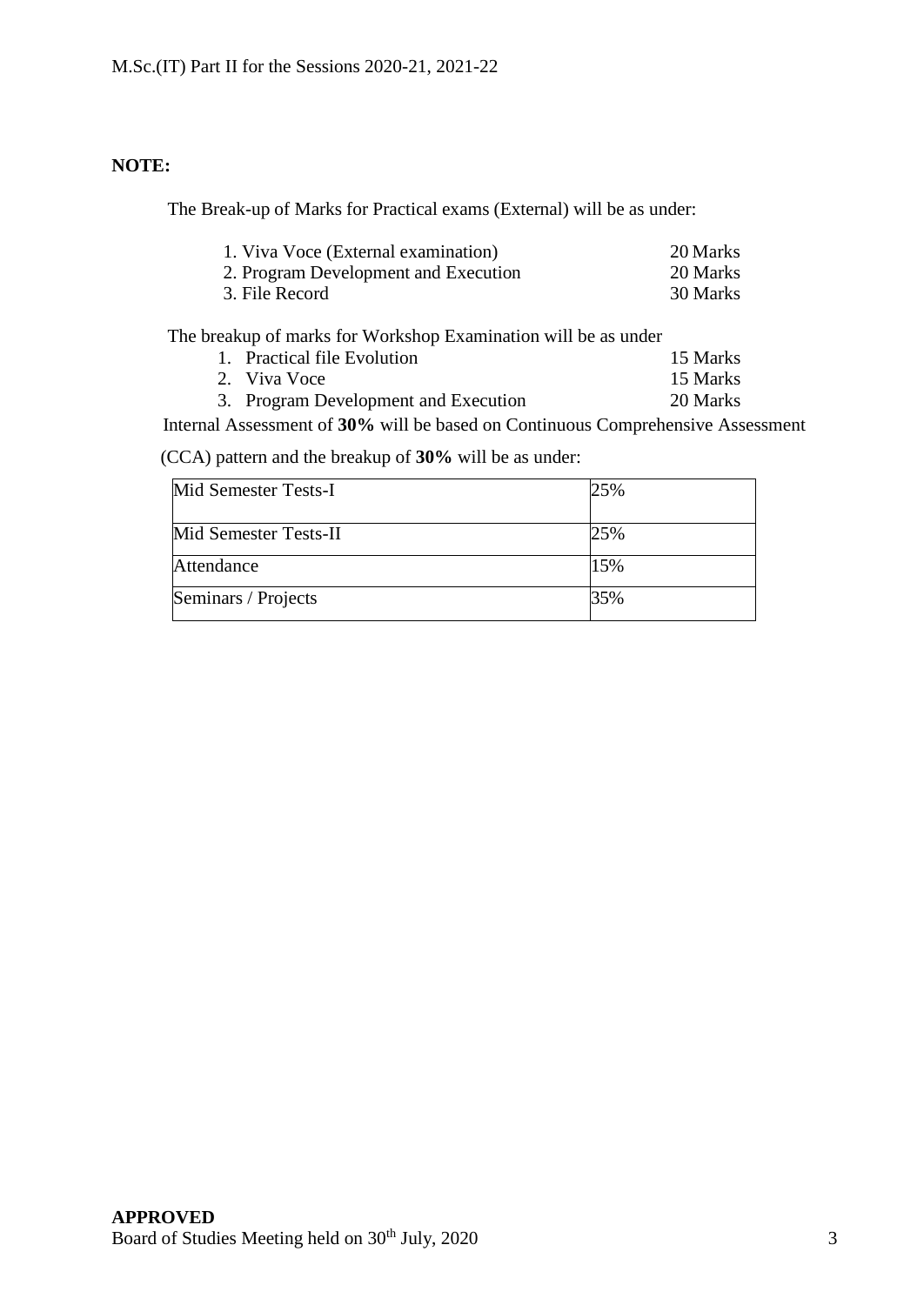**NOTE:**

The Break-up of Marks for Practical exams (External) will be as under:

1. Viva Voce (External examination) 20 Marks
2. Program Development and Execution 20 Marks
3. File Record 30 Marks

The breakup of marks for Workshop Examination will be as under

1. Practical file Evolution 15 Marks
2. Viva Voce 15 Marks
3. Program Development and Execution 20 Marks

Internal Assessment of **30%** will be based on Continuous Comprehensive Assessment (CCA) pattern and the breakup of **30%** will be as under:

| | |
|---|---|
| Mid Semester Tests-I | 25% |
| Mid Semester Tests-II | 25% |
| Attendance | 15% |
| Seminars / Projects | 35% |

**APPROVED**
Board of Studies Meeting held on 30th July, 2020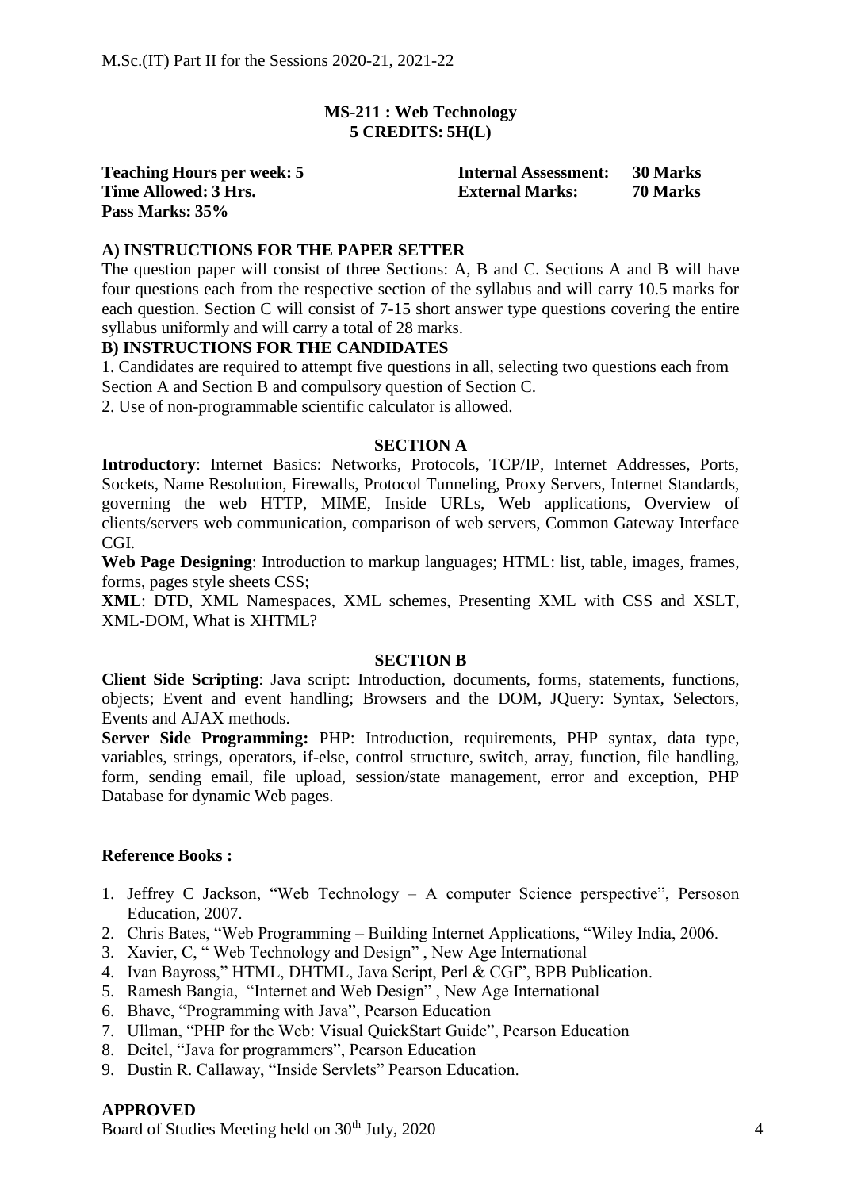## MS-211 : Web Technology
## 5 CREDITS: 5H(L)

**Teaching Hours per week: 5** **Internal Assessment: 30 Marks**
**Time Allowed: 3 Hrs.** **External Marks: 70 Marks**
**Pass Marks: 35%**

### A) INSTRUCTIONS FOR THE PAPER SETTER

The question paper will consist of three Sections: A, B and C. Sections A and B will have four questions each from the respective section of the syllabus and will carry 10.5 marks for each question. Section C will consist of 7-15 short answer type questions covering the entire syllabus uniformly and will carry a total of 28 marks.

### B) INSTRUCTIONS FOR THE CANDIDATES

1. Candidates are required to attempt five questions in all, selecting two questions each from Section A and Section B and compulsory question of Section C.
2. Use of non-programmable scientific calculator is allowed.

### SECTION A

**Introductory**: Internet Basics: Networks, Protocols, TCP/IP, Internet Addresses, Ports, Sockets, Name Resolution, Firewalls, Protocol Tunneling, Proxy Servers, Internet Standards, governing the web HTTP, MIME, Inside URLs, Web applications, Overview of clients/servers web communication, comparison of web servers, Common Gateway Interface CGI.

**Web Page Designing**: Introduction to markup languages; HTML: list, table, images, frames, forms, pages style sheets CSS;

**XML**: DTD, XML Namespaces, XML schemes, Presenting XML with CSS and XSLT, XML-DOM, What is XHTML?

### SECTION B

**Client Side Scripting**: Java script: Introduction, documents, forms, statements, functions, objects; Event and event handling; Browsers and the DOM, JQuery: Syntax, Selectors, Events and AJAX methods.

**Server Side Programming:** PHP: Introduction, requirements, PHP syntax, data type, variables, strings, operators, if-else, control structure, switch, array, function, file handling, form, sending email, file upload, session/state management, error and exception, PHP Database for dynamic Web pages.

### Reference Books :

1. Jeffrey C Jackson, "Web Technology – A computer Science perspective", Persoson Education, 2007.
2. Chris Bates, "Web Programming – Building Internet Applications, "Wiley India, 2006.
3. Xavier, C, " Web Technology and Design" , New Age International
4. Ivan Bayross," HTML, DHTML, Java Script, Perl & CGI", BPB Publication.
5. Ramesh Bangia, "Internet and Web Design" , New Age International
6. Bhave, "Programming with Java", Pearson Education
7. Ullman, "PHP for the Web: Visual QuickStart Guide", Pearson Education
8. Deitel, "Java for programmers", Pearson Education
9. Dustin R. Callaway, "Inside Servlets" Pearson Education.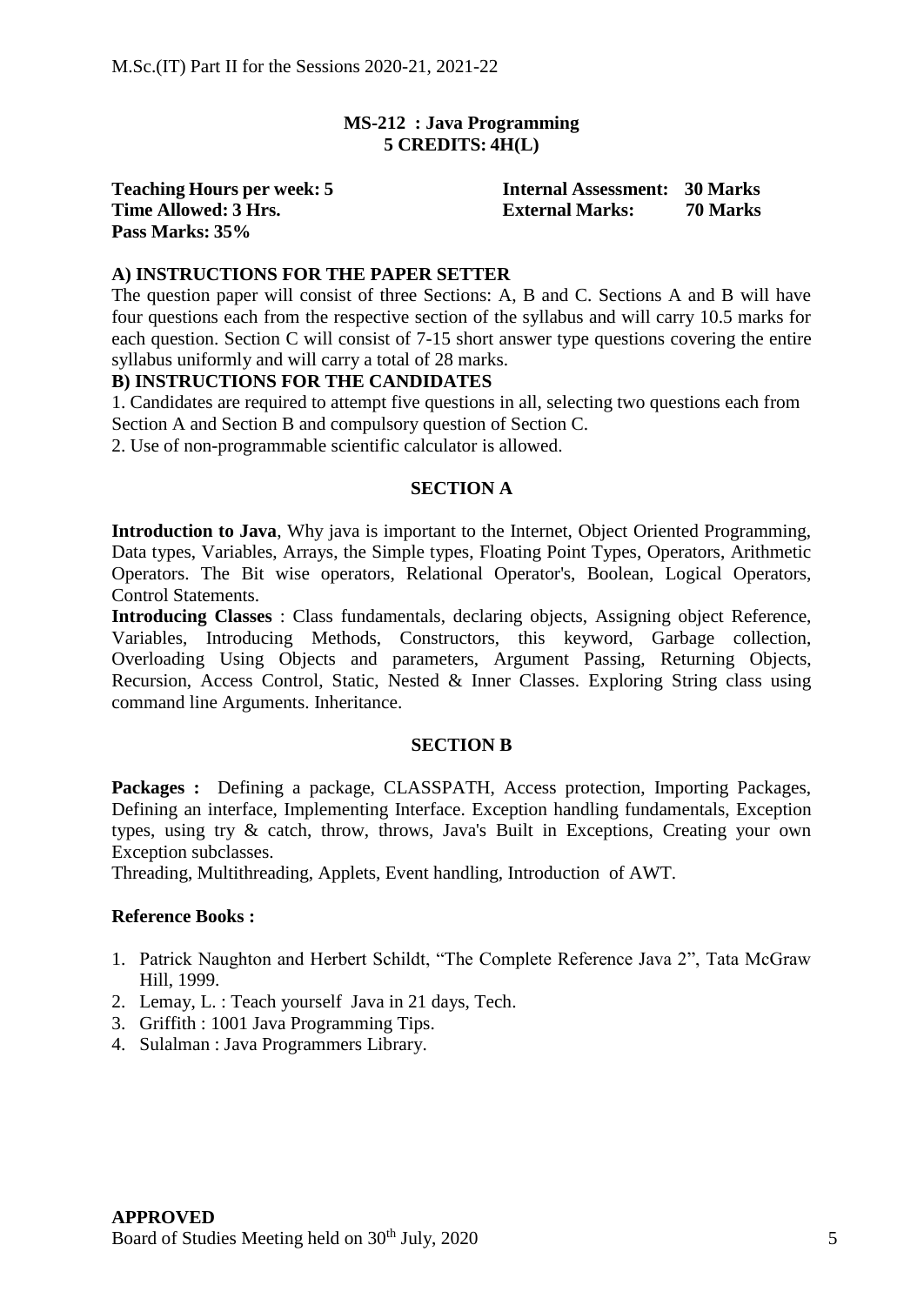M.Sc.(IT) Part II for the Sessions 2020-21, 2021-22

## MS-212 : Java Programming
## 5 CREDITS: 4H(L)

**Teaching Hours per week: 5** | **Internal Assessment: 30 Marks**
**Time Allowed: 3 Hrs.** | **External Marks: 70 Marks**
**Pass Marks: 35%**

### A) INSTRUCTIONS FOR THE PAPER SETTER

The question paper will consist of three Sections: A, B and C. Sections A and B will have four questions each from the respective section of the syllabus and will carry 10.5 marks for each question. Section C will consist of 7-15 short answer type questions covering the entire syllabus uniformly and will carry a total of 28 marks.

### B) INSTRUCTIONS FOR THE CANDIDATES

1. Candidates are required to attempt five questions in all, selecting two questions each from Section A and Section B and compulsory question of Section C.
2. Use of non-programmable scientific calculator is allowed.

### SECTION A

**Introduction to Java**, Why java is important to the Internet, Object Oriented Programming, Data types, Variables, Arrays, the Simple types, Floating Point Types, Operators, Arithmetic Operators. The Bit wise operators, Relational Operator's, Boolean, Logical Operators, Control Statements.

**Introducing Classes** : Class fundamentals, declaring objects, Assigning object Reference, Variables, Introducing Methods, Constructors, this keyword, Garbage collection, Overloading Using Objects and parameters, Argument Passing, Returning Objects, Recursion, Access Control, Static, Nested & Inner Classes. Exploring String class using command line Arguments. Inheritance.

### SECTION B

**Packages :** Defining a package, CLASSPATH, Access protection, Importing Packages, Defining an interface, Implementing Interface. Exception handling fundamentals, Exception types, using try & catch, throw, throws, Java's Built in Exceptions, Creating your own Exception subclasses.

Threading, Multithreading, Applets, Event handling, Introduction of AWT.

**Reference Books :**

1. Patrick Naughton and Herbert Schildt, "The Complete Reference Java 2", Tata McGraw Hill, 1999.
2. Lemay, L. : Teach yourself Java in 21 days, Tech.
3. Griffith : 1001 Java Programming Tips.
4. Sulalman : Java Programmers Library.

**APPROVED**
Board of Studies Meeting held on 30th July, 2020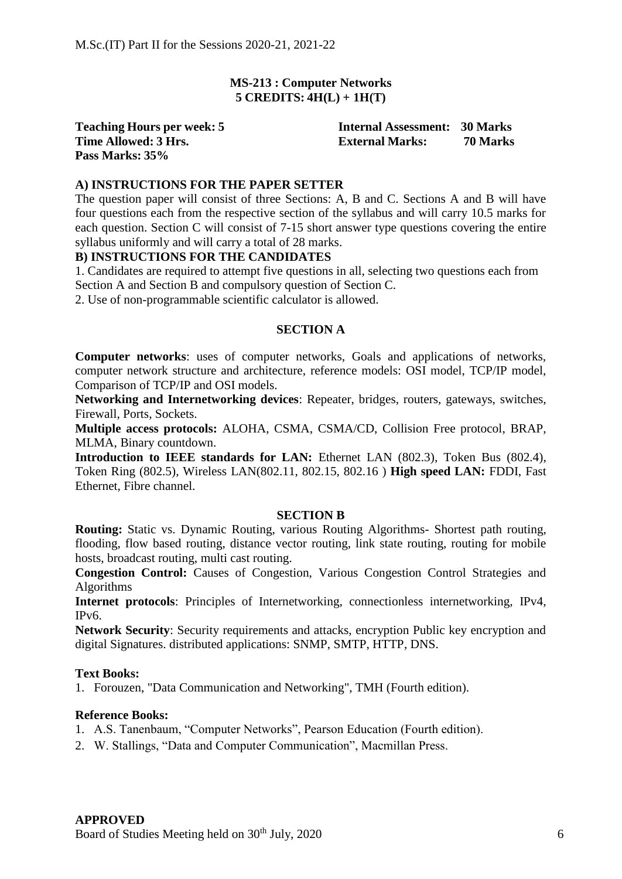**MS-213 : Computer Networks**
**5 CREDITS: 4H(L) + 1H(T)**

**Teaching Hours per week: 5** | **Internal Assessment: 30 Marks**
**Time Allowed: 3 Hrs.** | **External Marks: 70 Marks**
**Pass Marks: 35%**

**A) INSTRUCTIONS FOR THE PAPER SETTER**

The question paper will consist of three Sections: A, B and C. Sections A and B will have four questions each from the respective section of the syllabus and will carry 10.5 marks for each question. Section C will consist of 7-15 short answer type questions covering the entire syllabus uniformly and will carry a total of 28 marks.

**B) INSTRUCTIONS FOR THE CANDIDATES**

1. Candidates are required to attempt five questions in all, selecting two questions each from Section A and Section B and compulsory question of Section C.
2. Use of non-programmable scientific calculator is allowed.

## SECTION A

**Computer networks**: uses of computer networks, Goals and applications of networks, computer network structure and architecture, reference models: OSI model, TCP/IP model, Comparison of TCP/IP and OSI models.

**Networking and Internetworking devices**: Repeater, bridges, routers, gateways, switches, Firewall, Ports, Sockets.

**Multiple access protocols:** ALOHA, CSMA, CSMA/CD, Collision Free protocol, BRAP, MLMA, Binary countdown.

**Introduction to IEEE standards for LAN:** Ethernet LAN (802.3), Token Bus (802.4), Token Ring (802.5), Wireless LAN(802.11, 802.15, 802.16 ) **High speed LAN:** FDDI, Fast Ethernet, Fibre channel.

## SECTION B

**Routing:** Static vs. Dynamic Routing, various Routing Algorithms- Shortest path routing, flooding, flow based routing, distance vector routing, link state routing, routing for mobile hosts, broadcast routing, multi cast routing.

**Congestion Control:** Causes of Congestion, Various Congestion Control Strategies and Algorithms

**Internet protocols**: Principles of Internetworking, connectionless internetworking, IPv4, IPv6.

**Network Security**: Security requirements and attacks, encryption Public key encryption and digital Signatures. distributed applications: SNMP, SMTP, HTTP, DNS.

**Text Books:**

1. Forouzen, "Data Communication and Networking", TMH (Fourth edition).

**Reference Books:**

1. A.S. Tanenbaum, "Computer Networks", Pearson Education (Fourth edition).
2. W. Stallings, "Data and Computer Communication", Macmillan Press.

**APPROVED**
Board of Studies Meeting held on 30th July, 2020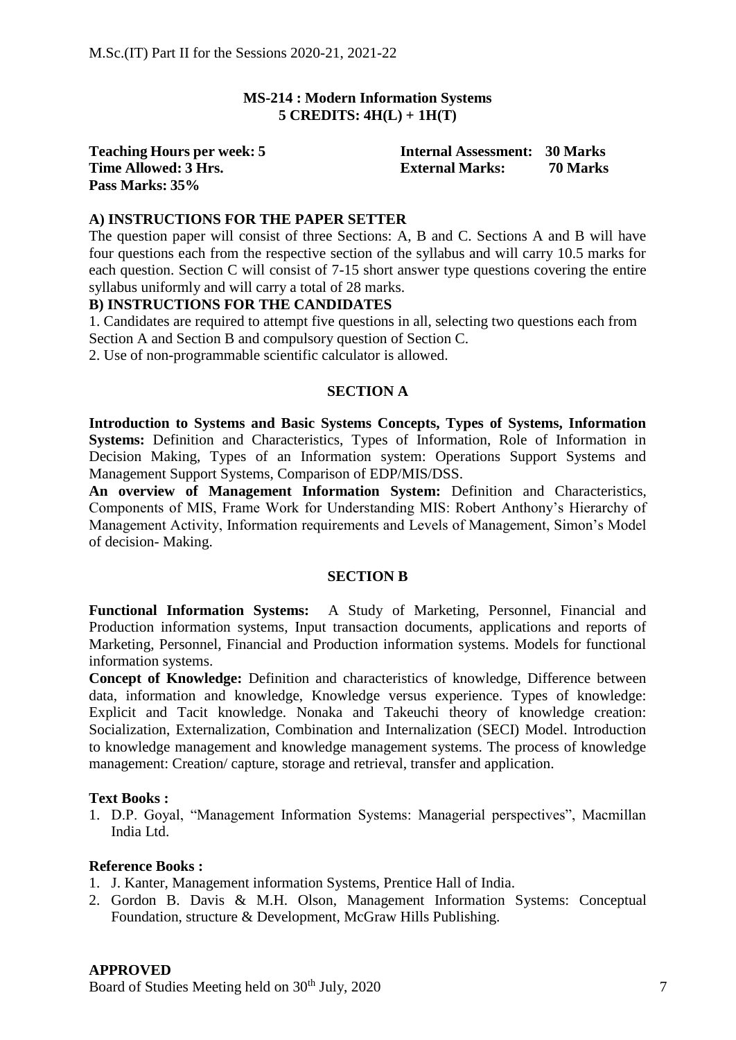M.Sc.(IT) Part II for the Sessions 2020-21, 2021-22

## MS-214 : Modern Information Systems
### 5 CREDITS: 4H(L) + 1H(T)

**Teaching Hours per week: 5** **Internal Assessment: 30 Marks**
**Time Allowed: 3 Hrs.** **External Marks: 70 Marks**
**Pass Marks: 35%**

**A) INSTRUCTIONS FOR THE PAPER SETTER**

The question paper will consist of three Sections: A, B and C. Sections A and B will have four questions each from the respective section of the syllabus and will carry 10.5 marks for each question. Section C will consist of 7-15 short answer type questions covering the entire syllabus uniformly and will carry a total of 28 marks.

**B) INSTRUCTIONS FOR THE CANDIDATES**

1. Candidates are required to attempt five questions in all, selecting two questions each from Section A and Section B and compulsory question of Section C.
2. Use of non-programmable scientific calculator is allowed.

### SECTION A

**Introduction to Systems and Basic Systems Concepts, Types of Systems, Information Systems:** Definition and Characteristics, Types of Information, Role of Information in Decision Making, Types of an Information system: Operations Support Systems and Management Support Systems, Comparison of EDP/MIS/DSS.

**An overview of Management Information System:** Definition and Characteristics, Components of MIS, Frame Work for Understanding MIS: Robert Anthony's Hierarchy of Management Activity, Information requirements and Levels of Management, Simon's Model of decision- Making.

### SECTION B

**Functional Information Systems:** A Study of Marketing, Personnel, Financial and Production information systems, Input transaction documents, applications and reports of Marketing, Personnel, Financial and Production information systems. Models for functional information systems.

**Concept of Knowledge:** Definition and characteristics of knowledge, Difference between data, information and knowledge, Knowledge versus experience. Types of knowledge: Explicit and Tacit knowledge. Nonaka and Takeuchi theory of knowledge creation: Socialization, Externalization, Combination and Internalization (SECI) Model. Introduction to knowledge management and knowledge management systems. The process of knowledge management: Creation/ capture, storage and retrieval, transfer and application.

**Text Books :**

1. D.P. Goyal, "Management Information Systems: Managerial perspectives", Macmillan India Ltd.

**Reference Books :**

1. J. Kanter, Management information Systems, Prentice Hall of India.
2. Gordon B. Davis & M.H. Olson, Management Information Systems: Conceptual Foundation, structure & Development, McGraw Hills Publishing.

**APPROVED**

Board of Studies Meeting held on 30th July, 2020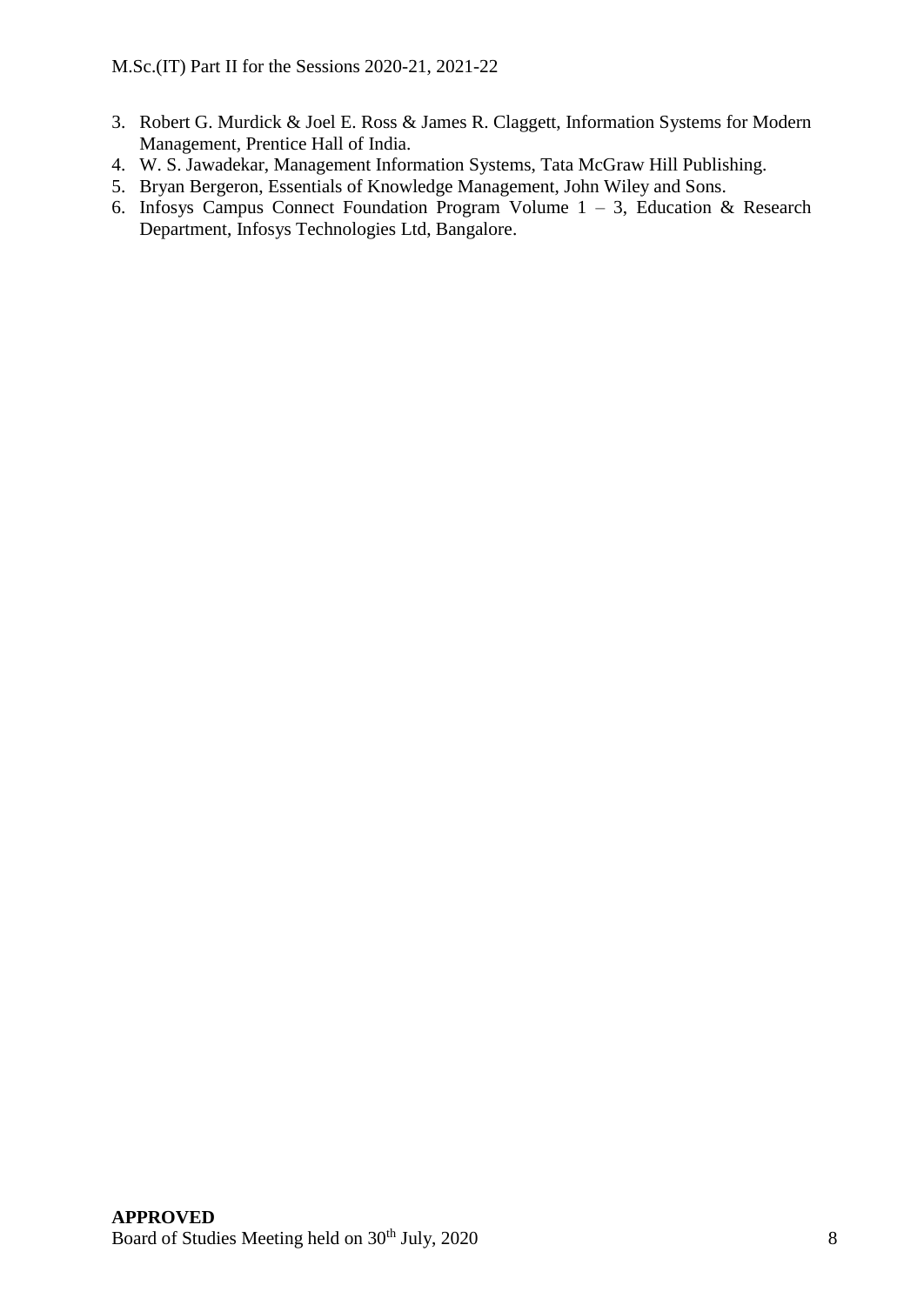3. Robert G. Murdick & Joel E. Ross & James R. Claggett, Information Systems for Modern Management, Prentice Hall of India.
4. W. S. Jawadekar, Management Information Systems, Tata McGraw Hill Publishing.
5. Bryan Bergeron, Essentials of Knowledge Management, John Wiley and Sons.
6. Infosys Campus Connect Foundation Program Volume 1 – 3, Education & Research Department, Infosys Technologies Ltd, Bangalore.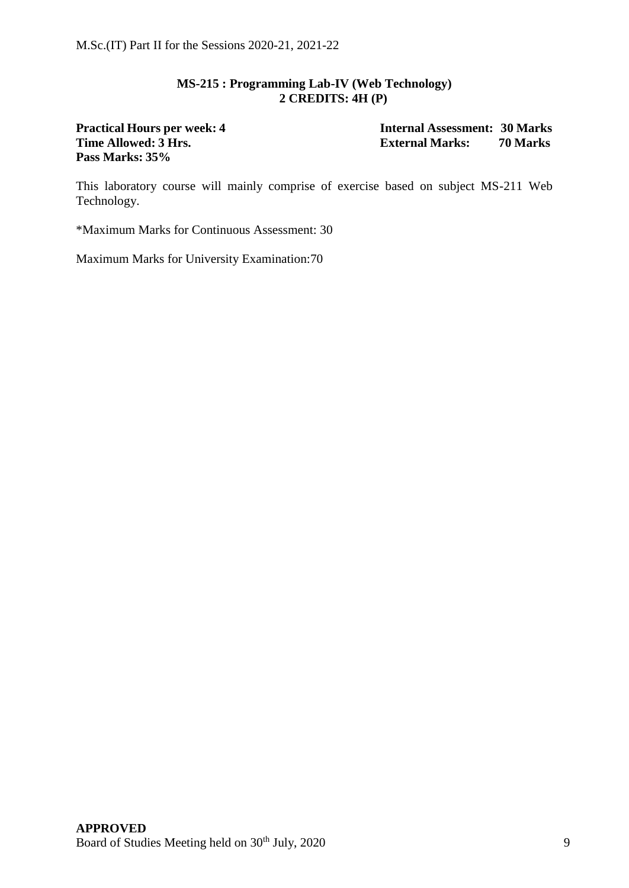## MS-215 : Programming Lab-IV (Web Technology)
### 2 CREDITS: 4H (P)

**Practical Hours per week: 4** | **Internal Assessment: 30 Marks**
**Time Allowed: 3 Hrs.** | **External Marks: 70 Marks**
**Pass Marks: 35%**

This laboratory course will mainly comprise of exercise based on subject MS-211 Web Technology.

*Maximum Marks for Continuous Assessment: 30

Maximum Marks for University Examination:70

**APPROVED**
Board of Studies Meeting held on 30th July, 2020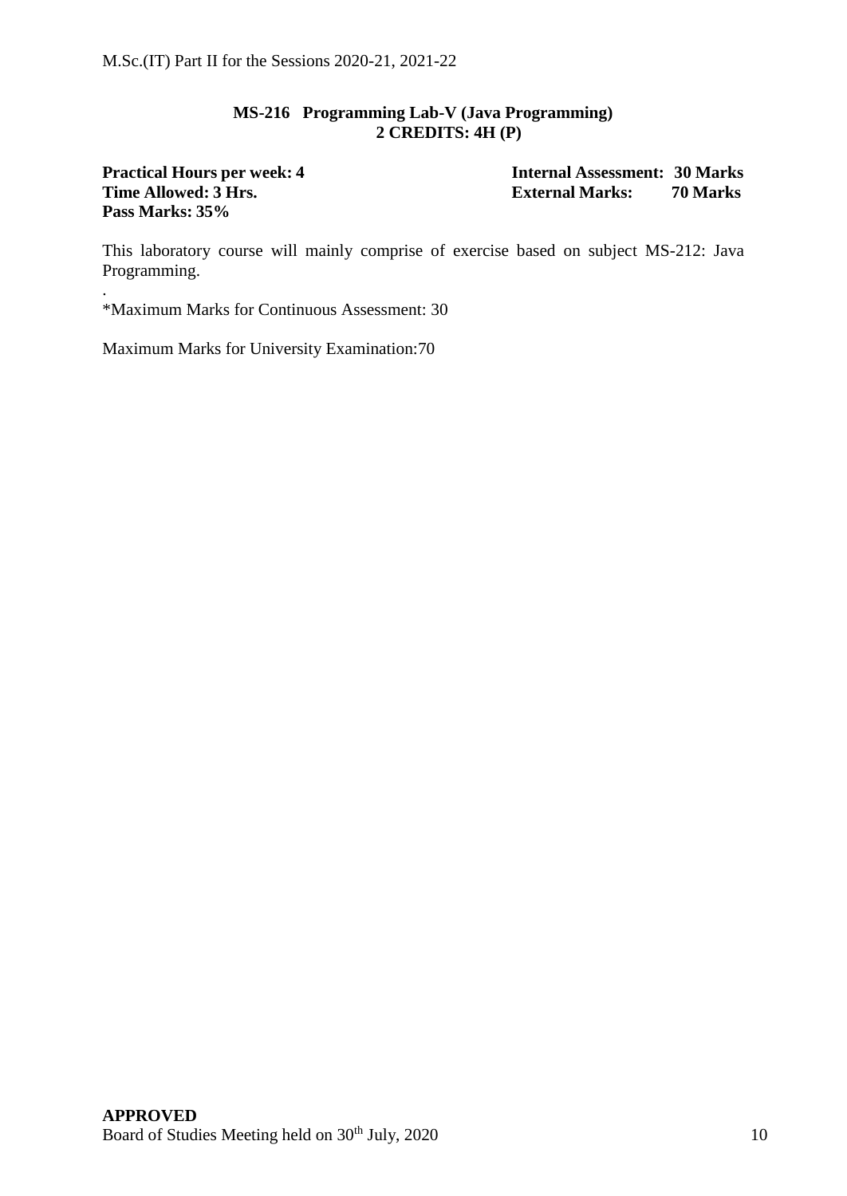## MS-216 Programming Lab-V (Java Programming)
## 2 CREDITS: 4H (P)

**Practical Hours per week: 4**
**Time Allowed: 3 Hrs.**
**Pass Marks: 35%**

**Internal Assessment: 30 Marks**
**External Marks: 70 Marks**

This laboratory course will mainly comprise of exercise based on subject MS-212: Java Programming.

.

*Maximum Marks for Continuous Assessment: 30

Maximum Marks for University Examination:70

**APPROVED**
Board of Studies Meeting held on 30th July, 2020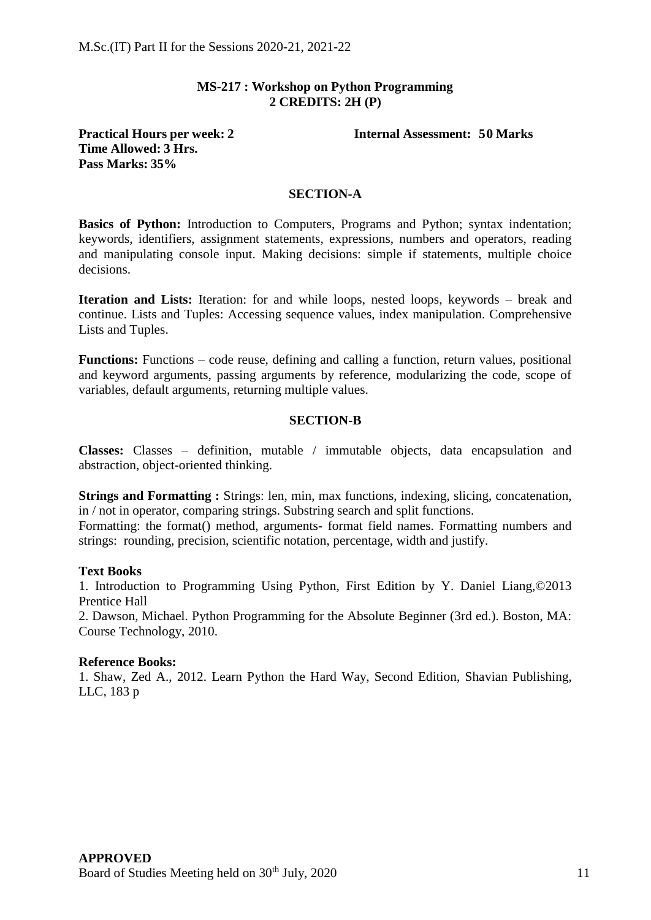## MS-217 : Workshop on Python Programming
## 2 CREDITS: 2H (P)

**Practical Hours per week: 2** **Internal Assessment: 50 Marks**
**Time Allowed: 3 Hrs.**
**Pass Marks: 35%**

### SECTION-A

**Basics of Python:** Introduction to Computers, Programs and Python; syntax indentation; keywords, identifiers, assignment statements, expressions, numbers and operators, reading and manipulating console input. Making decisions: simple if statements, multiple choice decisions.

**Iteration and Lists:** Iteration: for and while loops, nested loops, keywords – break and continue. Lists and Tuples: Accessing sequence values, index manipulation. Comprehensive Lists and Tuples.

**Functions:** Functions – code reuse, defining and calling a function, return values, positional and keyword arguments, passing arguments by reference, modularizing the code, scope of variables, default arguments, returning multiple values.

### SECTION-B

**Classes:** Classes – definition, mutable / immutable objects, data encapsulation and abstraction, object-oriented thinking.

**Strings and Formatting :** Strings: len, min, max functions, indexing, slicing, concatenation, in / not in operator, comparing strings. Substring search and split functions.
Formatting: the format() method, arguments- format field names. Formatting numbers and strings: rounding, precision, scientific notation, percentage, width and justify.

**Text Books**

1. Introduction to Programming Using Python, First Edition by Y. Daniel Liang,©2013 Prentice Hall
2. Dawson, Michael. Python Programming for the Absolute Beginner (3rd ed.). Boston, MA: Course Technology, 2010.

**Reference Books:**

1. Shaw, Zed A., 2012. Learn Python the Hard Way, Second Edition, Shavian Publishing, LLC, 183 p

**APPROVED**
Board of Studies Meeting held on 30th July, 2020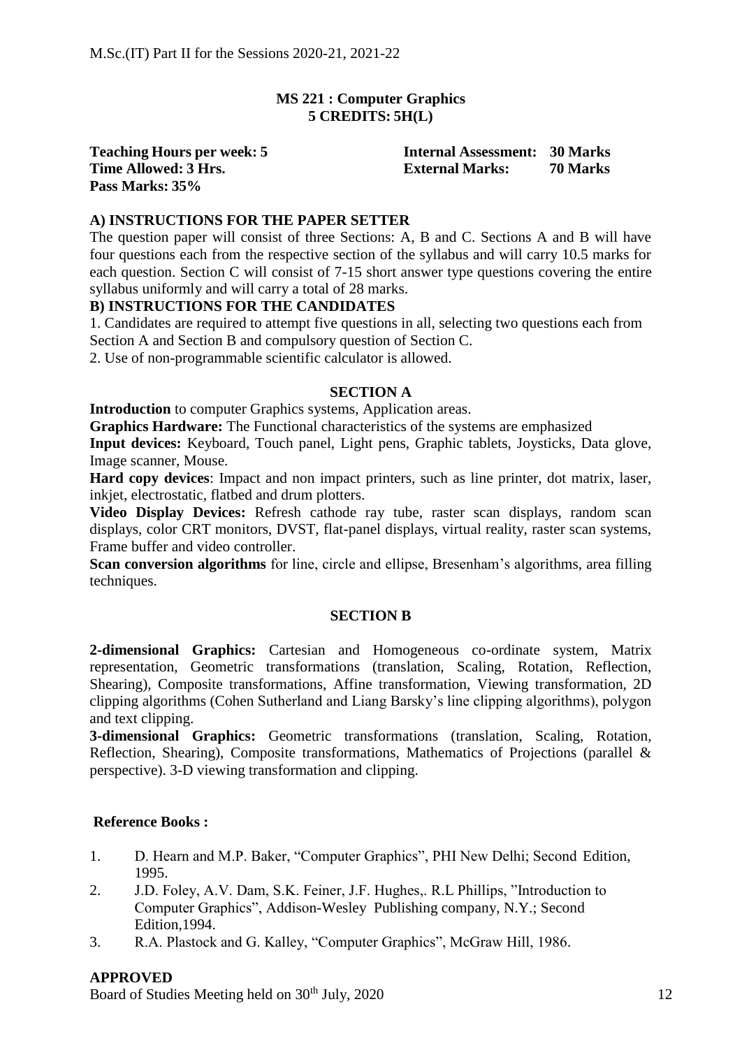## MS 221 : Computer Graphics
## 5 CREDITS: 5H(L)

**Teaching Hours per week: 5** | **Internal Assessment: 30 Marks**
**Time Allowed: 3 Hrs.** | **External Marks: 70 Marks**
**Pass Marks: 35%**

### A) INSTRUCTIONS FOR THE PAPER SETTER

The question paper will consist of three Sections: A, B and C. Sections A and B will have four questions each from the respective section of the syllabus and will carry 10.5 marks for each question. Section C will consist of 7-15 short answer type questions covering the entire syllabus uniformly and will carry a total of 28 marks.

### B) INSTRUCTIONS FOR THE CANDIDATES

1. Candidates are required to attempt five questions in all, selecting two questions each from Section A and Section B and compulsory question of Section C.
2. Use of non-programmable scientific calculator is allowed.

### SECTION A

**Introduction** to computer Graphics systems, Application areas.

**Graphics Hardware:** The Functional characteristics of the systems are emphasized

**Input devices:** Keyboard, Touch panel, Light pens, Graphic tablets, Joysticks, Data glove, Image scanner, Mouse.

**Hard copy devices**: Impact and non impact printers, such as line printer, dot matrix, laser, inkjet, electrostatic, flatbed and drum plotters.

**Video Display Devices:** Refresh cathode ray tube, raster scan displays, random scan displays, color CRT monitors, DVST, flat-panel displays, virtual reality, raster scan systems, Frame buffer and video controller.

**Scan conversion algorithms** for line, circle and ellipse, Bresenham's algorithms, area filling techniques.

### SECTION B

**2-dimensional Graphics:** Cartesian and Homogeneous co-ordinate system, Matrix representation, Geometric transformations (translation, Scaling, Rotation, Reflection, Shearing), Composite transformations, Affine transformation, Viewing transformation, 2D clipping algorithms (Cohen Sutherland and Liang Barsky's line clipping algorithms), polygon and text clipping.

**3-dimensional Graphics:** Geometric transformations (translation, Scaling, Rotation, Reflection, Shearing), Composite transformations, Mathematics of Projections (parallel & perspective). 3-D viewing transformation and clipping.

### Reference Books :

1. D. Hearn and M.P. Baker, "Computer Graphics", PHI New Delhi; Second Edition, 1995.
2. J.D. Foley, A.V. Dam, S.K. Feiner, J.F. Hughes,. R.L Phillips, "Introduction to Computer Graphics", Addison-Wesley Publishing company, N.Y.; Second Edition,1994.
3. R.A. Plastock and G. Kalley, "Computer Graphics", McGraw Hill, 1986.

**APPROVED**
Board of Studies Meeting held on 30th July, 2020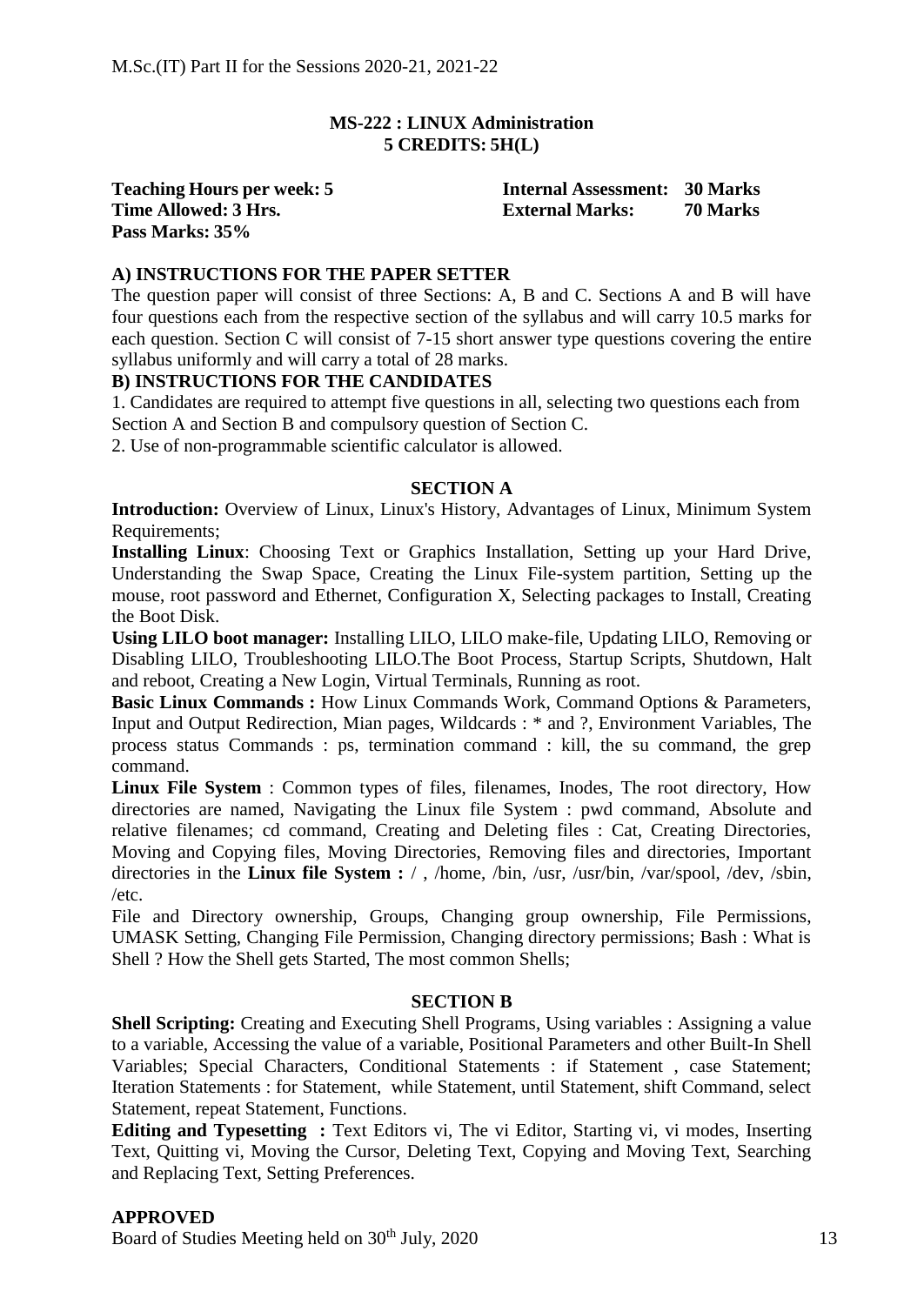# MS-222 : LINUX Administration
## 5 CREDITS: 5H(L)

**Teaching Hours per week: 5** **Internal Assessment: 30 Marks**
**Time Allowed: 3 Hrs.** **External Marks: 70 Marks**
**Pass Marks: 35%**

### A) INSTRUCTIONS FOR THE PAPER SETTER

The question paper will consist of three Sections: A, B and C. Sections A and B will have four questions each from the respective section of the syllabus and will carry 10.5 marks for each question. Section C will consist of 7-15 short answer type questions covering the entire syllabus uniformly and will carry a total of 28 marks.

### B) INSTRUCTIONS FOR THE CANDIDATES

1. Candidates are required to attempt five questions in all, selecting two questions each from Section A and Section B and compulsory question of Section C.
2. Use of non-programmable scientific calculator is allowed.

### SECTION A

**Introduction:** Overview of Linux, Linux's History, Advantages of Linux, Minimum System Requirements;

**Installing Linux**: Choosing Text or Graphics Installation, Setting up your Hard Drive, Understanding the Swap Space, Creating the Linux File-system partition, Setting up the mouse, root password and Ethernet, Configuration X, Selecting packages to Install, Creating the Boot Disk.

**Using LILO boot manager:** Installing LILO, LILO make-file, Updating LILO, Removing or Disabling LILO, Troubleshooting LILO.The Boot Process, Startup Scripts, Shutdown, Halt and reboot, Creating a New Login, Virtual Terminals, Running as root.

**Basic Linux Commands :** How Linux Commands Work, Command Options & Parameters, Input and Output Redirection, Mian pages, Wildcards : * and ?, Environment Variables, The process status Commands : ps, termination command : kill, the su command, the grep command.

**Linux File System** : Common types of files, filenames, Inodes, The root directory, How directories are named, Navigating the Linux file System : pwd command, Absolute and relative filenames; cd command, Creating and Deleting files : Cat, Creating Directories, Moving and Copying files, Moving Directories, Removing files and directories, Important directories in the **Linux file System :** / , /home, /bin, /usr, /usr/bin, /var/spool, /dev, /sbin, /etc.

File and Directory ownership, Groups, Changing group ownership, File Permissions, UMASK Setting, Changing File Permission, Changing directory permissions; Bash : What is Shell ? How the Shell gets Started, The most common Shells;

### SECTION B

**Shell Scripting:** Creating and Executing Shell Programs, Using variables : Assigning a value to a variable, Accessing the value of a variable, Positional Parameters and other Built-In Shell Variables; Special Characters, Conditional Statements : if Statement , case Statement; Iteration Statements : for Statement, while Statement, until Statement, shift Command, select Statement, repeat Statement, Functions.

**Editing and Typesetting :** Text Editors vi, The vi Editor, Starting vi, vi modes, Inserting Text, Quitting vi, Moving the Cursor, Deleting Text, Copying and Moving Text, Searching and Replacing Text, Setting Preferences.

**APPROVED**

Board of Studies Meeting held on 30th July, 2020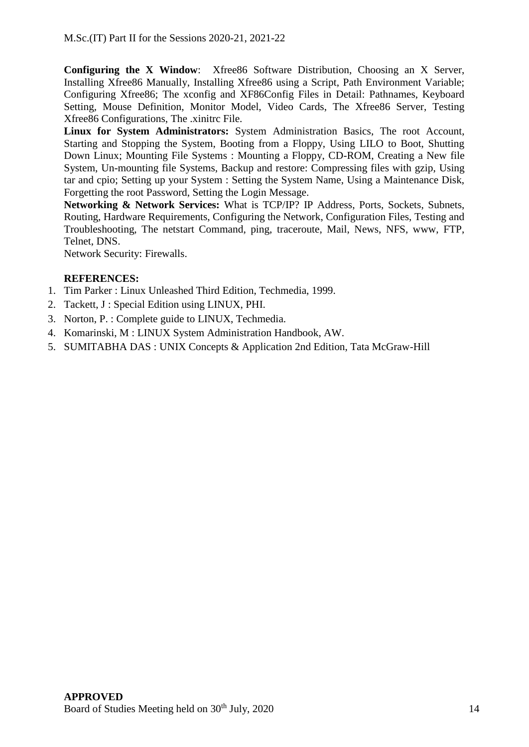**Configuring the X Window**: Xfree86 Software Distribution, Choosing an X Server, Installing Xfree86 Manually, Installing Xfree86 using a Script, Path Environment Variable; Configuring Xfree86; The xconfig and XF86Config Files in Detail: Pathnames, Keyboard Setting, Mouse Definition, Monitor Model, Video Cards, The Xfree86 Server, Testing Xfree86 Configurations, The .xinitrc File.

**Linux for System Administrators:** System Administration Basics, The root Account, Starting and Stopping the System, Booting from a Floppy, Using LILO to Boot, Shutting Down Linux; Mounting File Systems : Mounting a Floppy, CD-ROM, Creating a New file System, Un-mounting file Systems, Backup and restore: Compressing files with gzip, Using tar and cpio; Setting up your System : Setting the System Name, Using a Maintenance Disk, Forgetting the root Password, Setting the Login Message.

**Networking & Network Services:** What is TCP/IP? IP Address, Ports, Sockets, Subnets, Routing, Hardware Requirements, Configuring the Network, Configuration Files, Testing and Troubleshooting, The netstart Command, ping, traceroute, Mail, News, NFS, www, FTP, Telnet, DNS.

Network Security: Firewalls.

**REFERENCES:**

1. Tim Parker : Linux Unleashed Third Edition, Techmedia, 1999.
2. Tackett, J : Special Edition using LINUX, PHI.
3. Norton, P. : Complete guide to LINUX, Techmedia.
4. Komarinski, M : LINUX System Administration Handbook, AW.
5. SUMITABHA DAS : UNIX Concepts & Application 2nd Edition, Tata McGraw-Hill

**APPROVED**
Board of Studies Meeting held on 30th July, 2020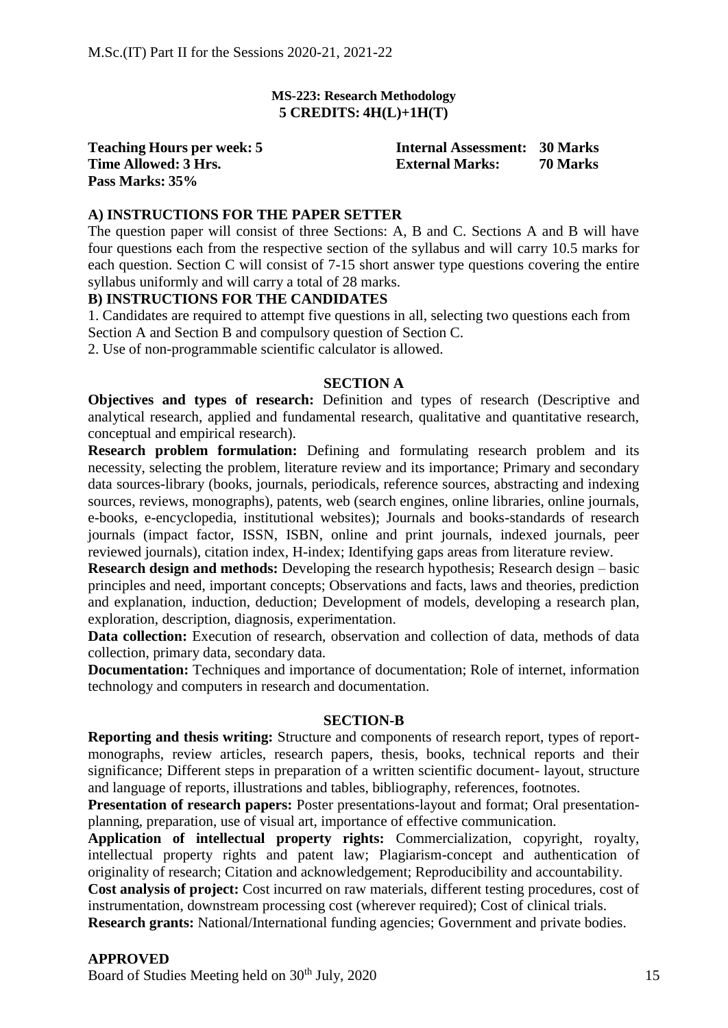**MS-223: Research Methodology**
**5 CREDITS: 4H(L)+1H(T)**

**Teaching Hours per week: 5** | **Internal Assessment: 30 Marks**
**Time Allowed: 3 Hrs.** | **External Marks: 70 Marks**
**Pass Marks: 35%**

**A) INSTRUCTIONS FOR THE PAPER SETTER**

The question paper will consist of three Sections: A, B and C. Sections A and B will have four questions each from the respective section of the syllabus and will carry 10.5 marks for each question. Section C will consist of 7-15 short answer type questions covering the entire syllabus uniformly and will carry a total of 28 marks.

**B) INSTRUCTIONS FOR THE CANDIDATES**

1. Candidates are required to attempt five questions in all, selecting two questions each from Section A and Section B and compulsory question of Section C.
2. Use of non-programmable scientific calculator is allowed.

**SECTION A**

**Objectives and types of research:** Definition and types of research (Descriptive and analytical research, applied and fundamental research, qualitative and quantitative research, conceptual and empirical research).

**Research problem formulation:** Defining and formulating research problem and its necessity, selecting the problem, literature review and its importance; Primary and secondary data sources-library (books, journals, periodicals, reference sources, abstracting and indexing sources, reviews, monographs), patents, web (search engines, online libraries, online journals, e-books, e-encyclopedia, institutional websites); Journals and books-standards of research journals (impact factor, ISSN, ISBN, online and print journals, indexed journals, peer reviewed journals), citation index, H-index; Identifying gaps areas from literature review.

**Research design and methods:** Developing the research hypothesis; Research design – basic principles and need, important concepts; Observations and facts, laws and theories, prediction and explanation, induction, deduction; Development of models, developing a research plan, exploration, description, diagnosis, experimentation.

**Data collection:** Execution of research, observation and collection of data, methods of data collection, primary data, secondary data.

**Documentation:** Techniques and importance of documentation; Role of internet, information technology and computers in research and documentation.

**SECTION-B**

**Reporting and thesis writing:** Structure and components of research report, types of report-monographs, review articles, research papers, thesis, books, technical reports and their significance; Different steps in preparation of a written scientific document- layout, structure and language of reports, illustrations and tables, bibliography, references, footnotes.

**Presentation of research papers:** Poster presentations-layout and format; Oral presentation-planning, preparation, use of visual art, importance of effective communication.

**Application of intellectual property rights:** Commercialization, copyright, royalty, intellectual property rights and patent law; Plagiarism-concept and authentication of originality of research; Citation and acknowledgement; Reproducibility and accountability.

**Cost analysis of project:** Cost incurred on raw materials, different testing procedures, cost of instrumentation, downstream processing cost (wherever required); Cost of clinical trials.

**Research grants:** National/International funding agencies; Government and private bodies.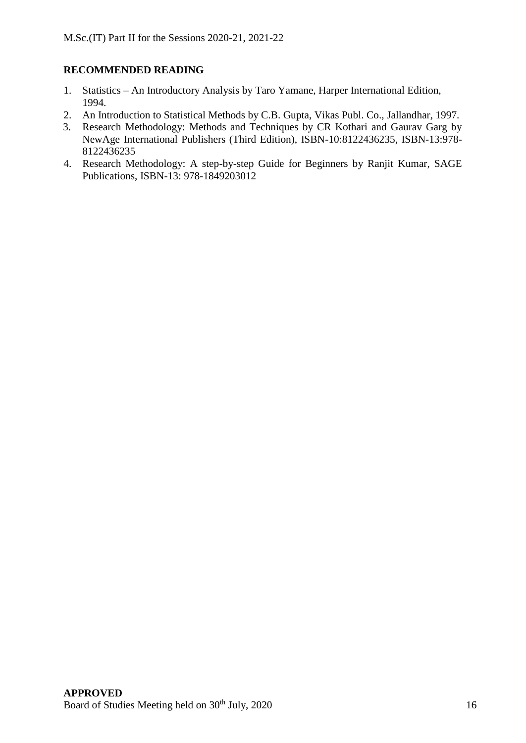**RECOMMENDED READING**

1. Statistics – An Introductory Analysis by Taro Yamane, Harper International Edition, 1994.
2. An Introduction to Statistical Methods by C.B. Gupta, Vikas Publ. Co., Jallandhar, 1997.
3. Research Methodology: Methods and Techniques by CR Kothari and Gaurav Garg by NewAge International Publishers (Third Edition), ISBN-10:8122436235, ISBN-13:978-8122436235
4. Research Methodology: A step-by-step Guide for Beginners by Ranjit Kumar, SAGE Publications, ISBN-13: 978-1849203012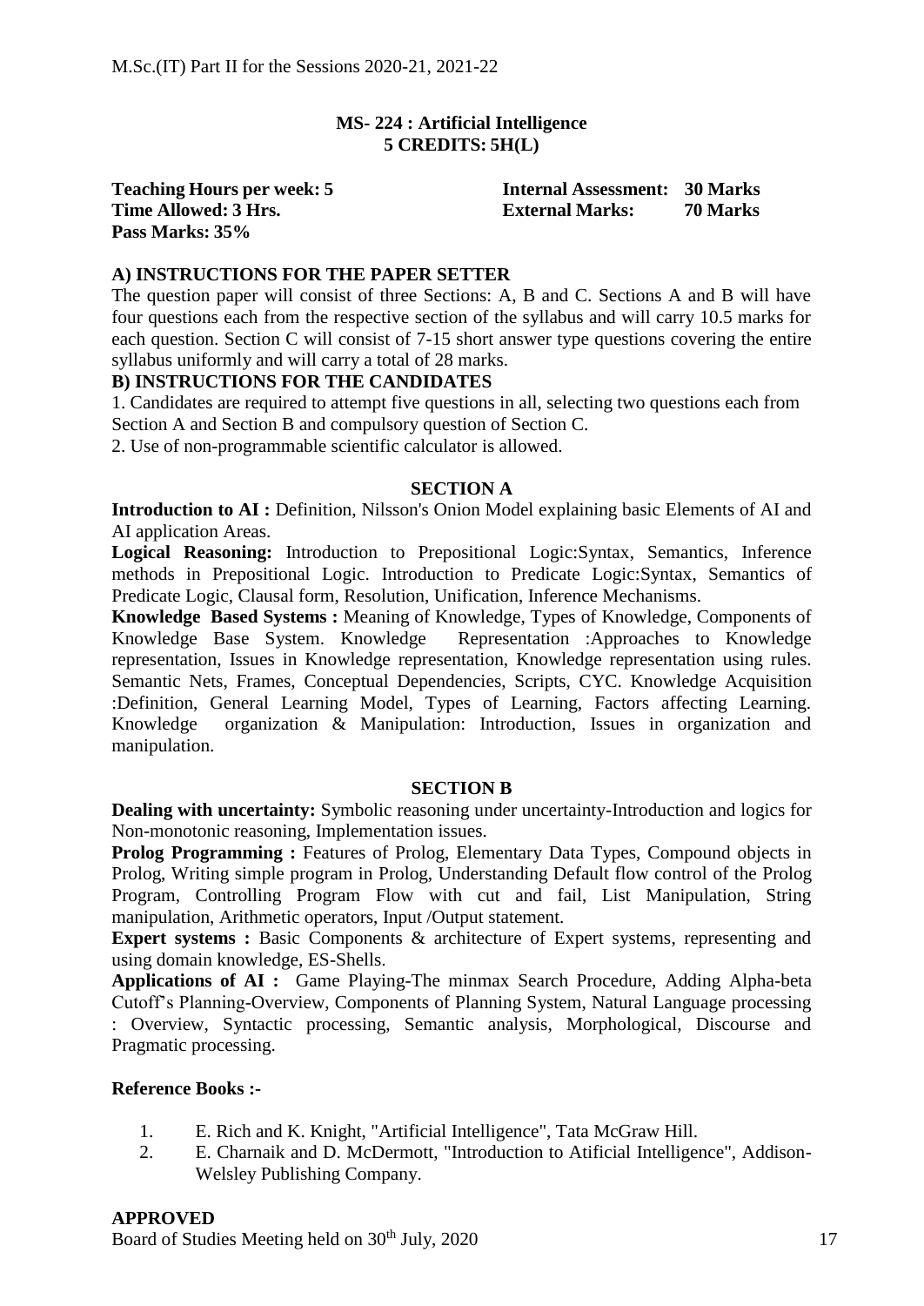M.Sc.(IT) Part II for the Sessions 2020-21, 2021-22

## MS- 224 : Artificial Intelligence
### 5 CREDITS: 5H(L)

**Teaching Hours per week: 5** **Internal Assessment: 30 Marks**
**Time Allowed: 3 Hrs.** **External Marks: 70 Marks**
**Pass Marks: 35%**

### A) INSTRUCTIONS FOR THE PAPER SETTER

The question paper will consist of three Sections: A, B and C. Sections A and B will have four questions each from the respective section of the syllabus and will carry 10.5 marks for each question. Section C will consist of 7-15 short answer type questions covering the entire syllabus uniformly and will carry a total of 28 marks.

### B) INSTRUCTIONS FOR THE CANDIDATES

1. Candidates are required to attempt five questions in all, selecting two questions each from Section A and Section B and compulsory question of Section C.
2. Use of non-programmable scientific calculator is allowed.

### SECTION A

**Introduction to AI :** Definition, Nilsson's Onion Model explaining basic Elements of AI and AI application Areas.

**Logical Reasoning:** Introduction to Prepositional Logic:Syntax, Semantics, Inference methods in Prepositional Logic. Introduction to Predicate Logic:Syntax, Semantics of Predicate Logic, Clausal form, Resolution, Unification, Inference Mechanisms.

**Knowledge Based Systems :** Meaning of Knowledge, Types of Knowledge, Components of Knowledge Base System. Knowledge Representation :Approaches to Knowledge representation, Issues in Knowledge representation, Knowledge representation using rules. Semantic Nets, Frames, Conceptual Dependencies, Scripts, CYC. Knowledge Acquisition :Definition, General Learning Model, Types of Learning, Factors affecting Learning. Knowledge organization & Manipulation: Introduction, Issues in organization and manipulation.

### SECTION B

**Dealing with uncertainty:** Symbolic reasoning under uncertainty-Introduction and logics for Non-monotonic reasoning, Implementation issues.

**Prolog Programming :** Features of Prolog, Elementary Data Types, Compound objects in Prolog, Writing simple program in Prolog, Understanding Default flow control of the Prolog Program, Controlling Program Flow with cut and fail, List Manipulation, String manipulation, Arithmetic operators, Input /Output statement.

**Expert systems :** Basic Components & architecture of Expert systems, representing and using domain knowledge, ES-Shells.

**Applications of AI :** Game Playing-The minmax Search Procedure, Adding Alpha-beta Cutoff's Planning-Overview, Components of Planning System, Natural Language processing : Overview, Syntactic processing, Semantic analysis, Morphological, Discourse and Pragmatic processing.

### Reference Books :-

1. E. Rich and K. Knight, "Artificial Intelligence", Tata McGraw Hill.
2. E. Charnaik and D. McDermott, "Introduction to Atificial Intelligence", Addison-Welsley Publishing Company.

**APPROVED**
Board of Studies Meeting held on 30th July, 2020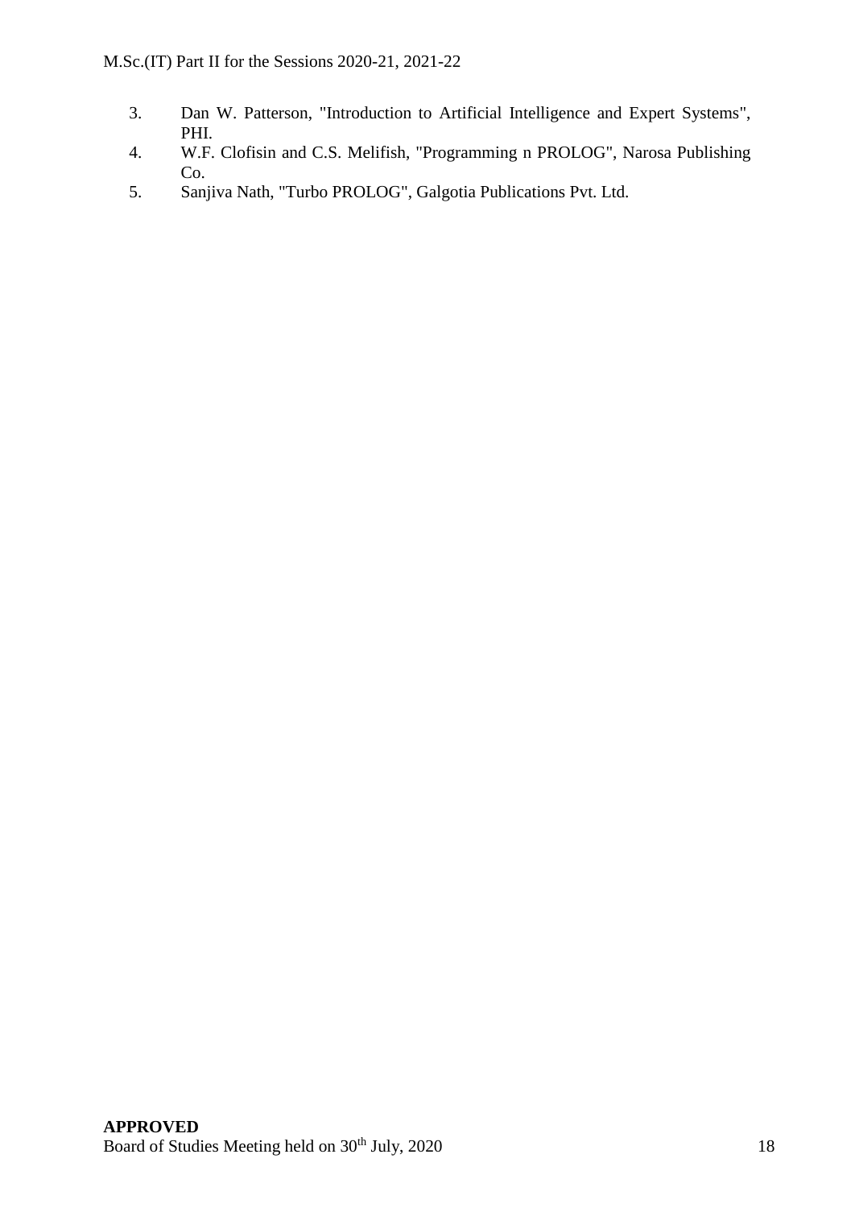3. Dan W. Patterson, "Introduction to Artificial Intelligence and Expert Systems", PHI.
4. W.F. Clofisin and C.S. Melifish, "Programming n PROLOG", Narosa Publishing Co.
5. Sanjiva Nath, "Turbo PROLOG", Galgotia Publications Pvt. Ltd.

**APPROVED**
Board of Studies Meeting held on 30th July, 2020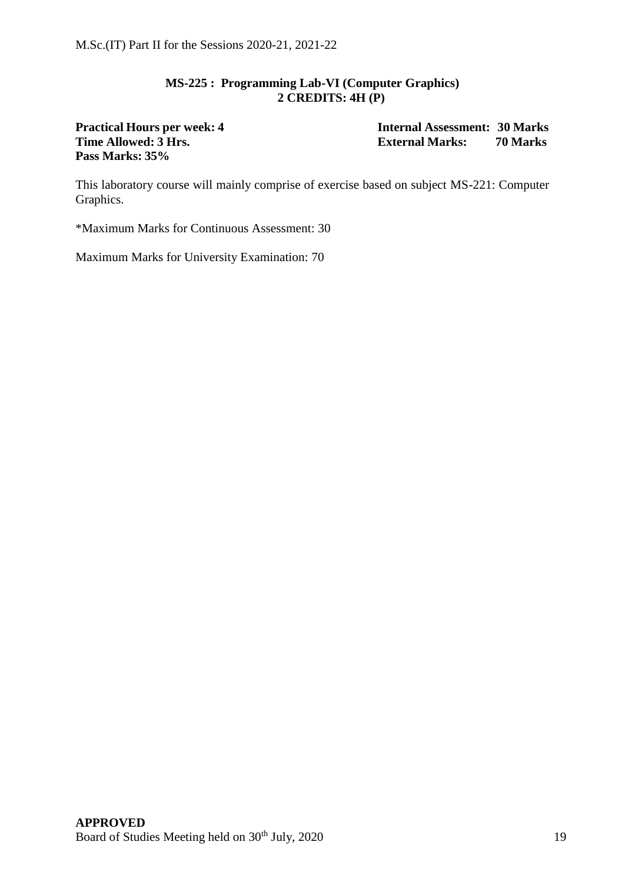## MS-225 : Programming Lab-VI (Computer Graphics)
## 2 CREDITS: 4H (P)

| | |
|---|---|
| **Practical Hours per week: 4** | **Internal Assessment: 30 Marks** |
| **Time Allowed: 3 Hrs.** | **External Marks: 70 Marks** |
| **Pass Marks: 35%** | |

This laboratory course will mainly comprise of exercise based on subject MS-221: Computer Graphics.

*Maximum Marks for Continuous Assessment: 30

Maximum Marks for University Examination: 70

**APPROVED**
Board of Studies Meeting held on 30th July, 2020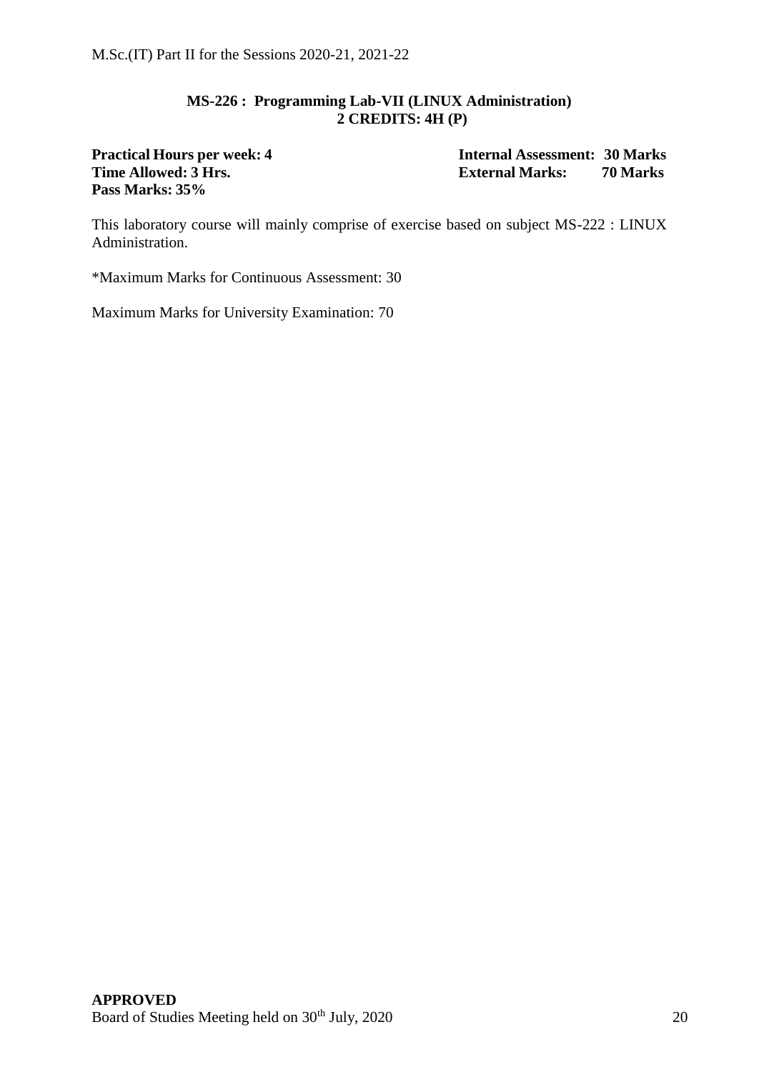## MS-226 : Programming Lab-VII (LINUX Administration)
## 2 CREDITS: 4H (P)

**Practical Hours per week: 4** **Internal Assessment: 30 Marks**
**Time Allowed: 3 Hrs.** **External Marks: 70 Marks**
**Pass Marks: 35%**

This laboratory course will mainly comprise of exercise based on subject MS-222 : LINUX Administration.

*Maximum Marks for Continuous Assessment: 30

Maximum Marks for University Examination: 70

**APPROVED**
Board of Studies Meeting held on 30th July, 2020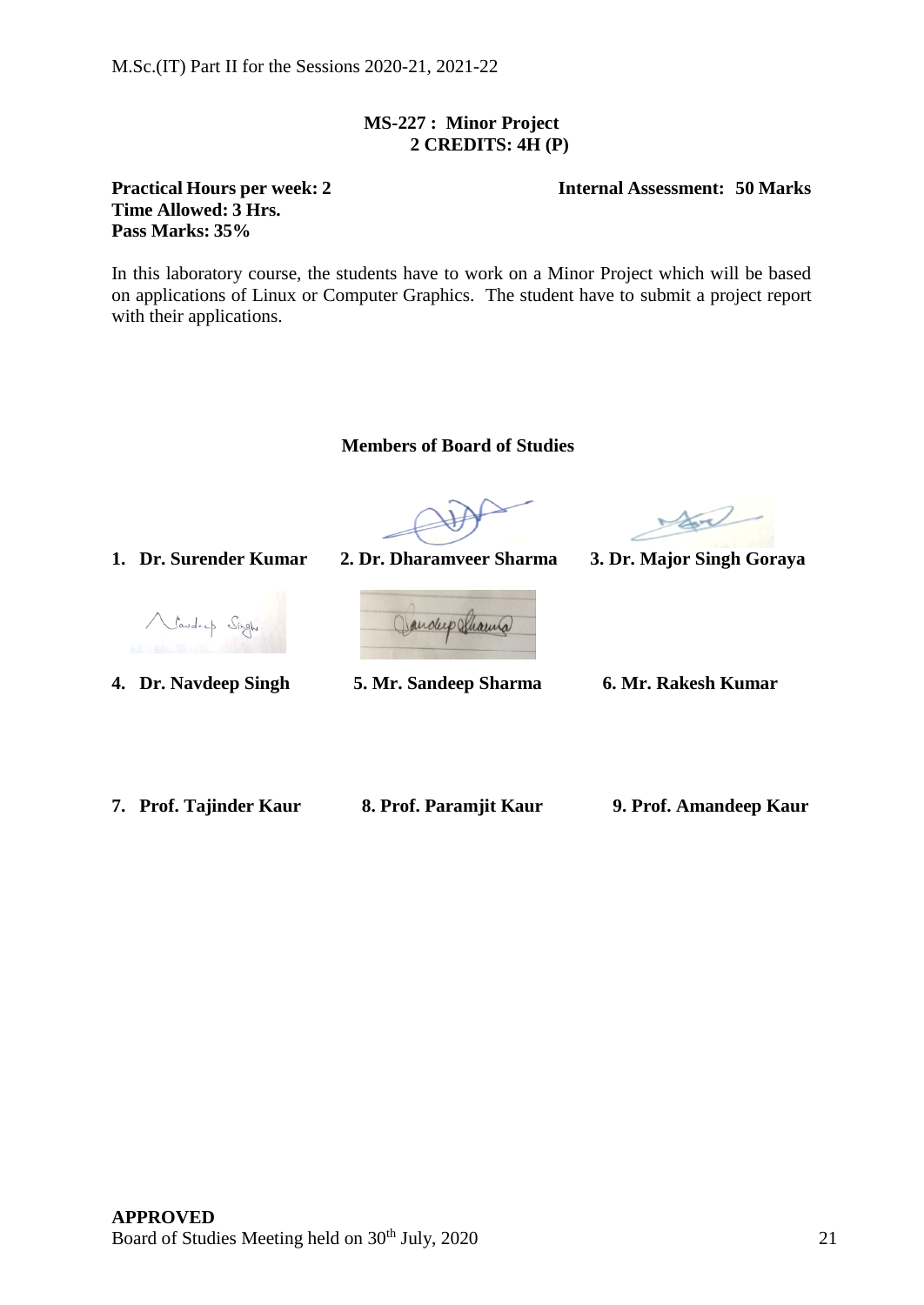**MS-227 : Minor Project**
**2 CREDITS: 4H (P)**

**Practical Hours per week: 2** **Internal Assessment: 50 Marks**
**Time Allowed: 3 Hrs.**
**Pass Marks: 35%**

In this laboratory course, the students have to work on a Minor Project which will be based on applications of Linux or Computer Graphics. The student have to submit a project report with their applications.

**Members of Board of Studies**

**1. Dr. Surender Kumar** **2. Dr. Dharamveer Sharma** **3. Dr. Major Singh Goraya**

**4. Dr. Navdeep Singh** **5. Mr. Sandeep Sharma** **6. Mr. Rakesh Kumar**

**7. Prof. Tajinder Kaur** **8. Prof. Paramjit Kaur** **9. Prof. Amandeep Kaur**

**APPROVED**
Board of Studies Meeting held on 30th July, 2020